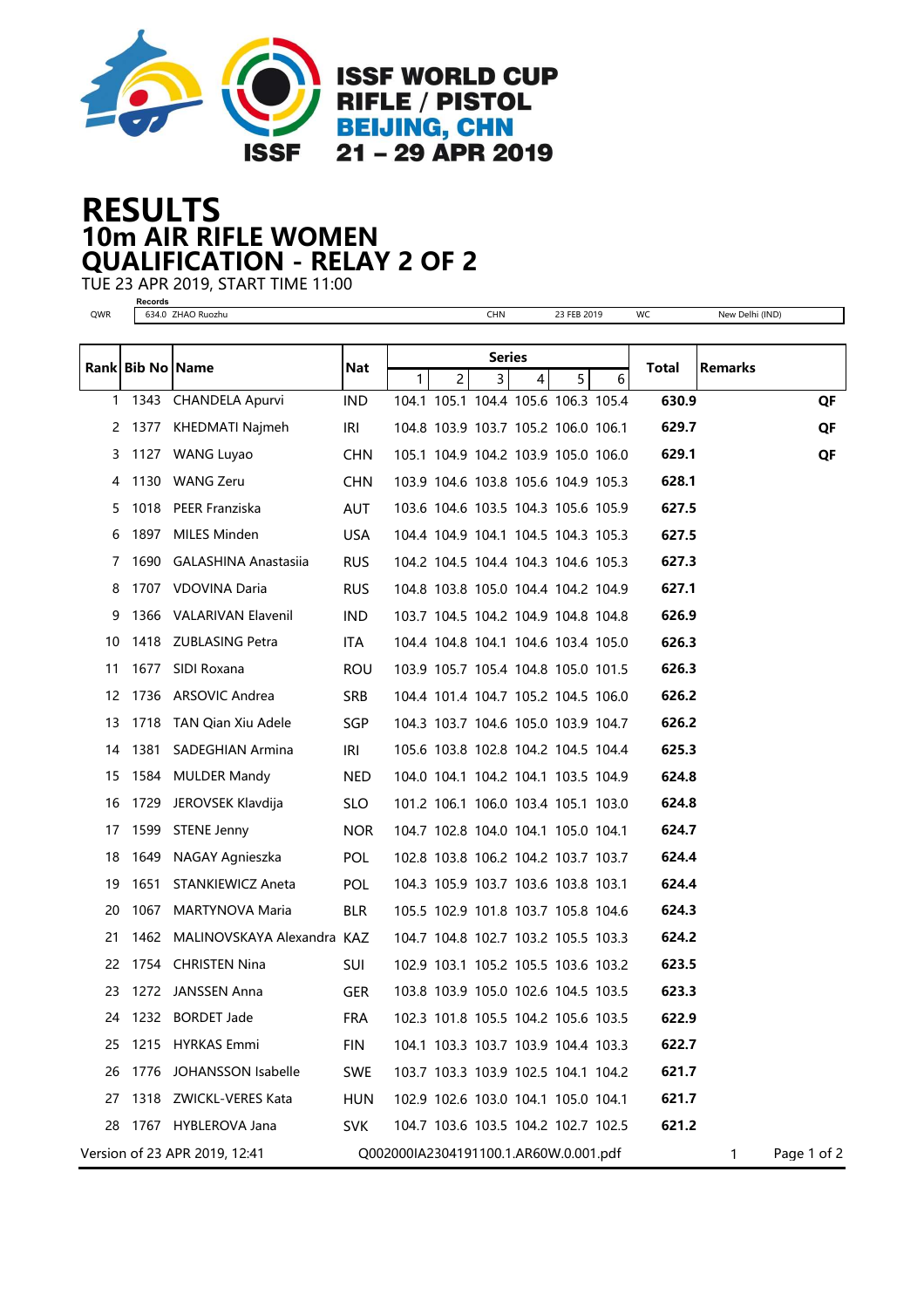ISSF WORLD CUP
RIFLE / PISTOL
BEIJING, CHN
21 – 29 APR 2019

# RESULTS
## 10m AIR RIFLE WOMEN
## QUALIFICATION - RELAY 2 OF 2

TUE 23 APR 2019, START TIME 11:00

Records

| QWR | 634.0 ZHAO Ruozhu | CHN | 23 FEB 2019 | WC | New Delhi (IND) |
|---|---|---|---|---|---|

| Rank | Bib No | Name | Nat | Series 1 | 2 | 3 | 4 | 5 | 6 | Total | Remarks |
|---|---|---|---|---|---|---|---|---|---|---|---|
| 1 | 1343 | CHANDELA Apurvi | IND | 104.1 | 105.1 | 104.4 | 105.6 | 106.3 | 105.4 | **630.9** | **QF** |
| 2 | 1377 | KHEDMATI Najmeh | IRI | 104.8 | 103.9 | 103.7 | 105.2 | 106.0 | 106.1 | **629.7** | **QF** |
| 3 | 1127 | WANG Luyao | CHN | 105.1 | 104.9 | 104.2 | 103.9 | 105.0 | 106.0 | **629.1** | **QF** |
| 4 | 1130 | WANG Zeru | CHN | 103.9 | 104.6 | 103.8 | 105.6 | 104.9 | 105.3 | **628.1** | |
| 5 | 1018 | PEER Franziska | AUT | 103.6 | 104.6 | 103.5 | 104.3 | 105.6 | 105.9 | **627.5** | |
| 6 | 1897 | MILES Minden | USA | 104.4 | 104.9 | 104.1 | 104.5 | 104.3 | 105.3 | **627.5** | |
| 7 | 1690 | GALASHINA Anastasiia | RUS | 104.2 | 104.5 | 104.4 | 104.3 | 104.6 | 105.3 | **627.3** | |
| 8 | 1707 | VDOVINA Daria | RUS | 104.8 | 103.8 | 105.0 | 104.4 | 104.2 | 104.9 | **627.1** | |
| 9 | 1366 | VALARIVAN Elavenil | IND | 103.7 | 104.5 | 104.2 | 104.9 | 104.8 | 104.8 | **626.9** | |
| 10 | 1418 | ZUBLASING Petra | ITA | 104.4 | 104.8 | 104.1 | 104.6 | 103.4 | 105.0 | **626.3** | |
| 11 | 1677 | SIDI Roxana | ROU | 103.9 | 105.7 | 105.4 | 104.8 | 105.0 | 101.5 | **626.3** | |
| 12 | 1736 | ARSOVIC Andrea | SRB | 104.4 | 101.4 | 104.7 | 105.2 | 104.5 | 106.0 | **626.2** | |
| 13 | 1718 | TAN Qian Xiu Adele | SGP | 104.3 | 103.7 | 104.6 | 105.0 | 103.9 | 104.7 | **626.2** | |
| 14 | 1381 | SADEGHIAN Armina | IRI | 105.6 | 103.8 | 102.8 | 104.2 | 104.5 | 104.4 | **625.3** | |
| 15 | 1584 | MULDER Mandy | NED | 104.0 | 104.1 | 104.2 | 104.1 | 103.5 | 104.9 | **624.8** | |
| 16 | 1729 | JEROVSEK Klavdija | SLO | 101.2 | 106.1 | 106.0 | 103.4 | 105.1 | 103.0 | **624.8** | |
| 17 | 1599 | STENE Jenny | NOR | 104.7 | 102.8 | 104.0 | 104.1 | 105.0 | 104.1 | **624.7** | |
| 18 | 1649 | NAGAY Agnieszka | POL | 102.8 | 103.8 | 106.2 | 104.2 | 103.7 | 103.7 | **624.4** | |
| 19 | 1651 | STANKIEWICZ Aneta | POL | 104.3 | 105.9 | 103.7 | 103.6 | 103.8 | 103.1 | **624.4** | |
| 20 | 1067 | MARTYNOVA Maria | BLR | 105.5 | 102.9 | 101.8 | 103.7 | 105.8 | 104.6 | **624.3** | |
| 21 | 1462 | MALINOVSKAYA Alexandra | KAZ | 104.7 | 104.8 | 102.7 | 103.2 | 105.5 | 103.3 | **624.2** | |
| 22 | 1754 | CHRISTEN Nina | SUI | 102.9 | 103.1 | 105.2 | 105.5 | 103.6 | 103.2 | **623.5** | |
| 23 | 1272 | JANSSEN Anna | GER | 103.8 | 103.9 | 105.0 | 102.6 | 104.5 | 103.5 | **623.3** | |
| 24 | 1232 | BORDET Jade | FRA | 102.3 | 101.8 | 105.5 | 104.2 | 105.6 | 103.5 | **622.9** | |
| 25 | 1215 | HYRKAS Emmi | FIN | 104.1 | 103.3 | 103.7 | 103.9 | 104.4 | 103.3 | **622.7** | |
| 26 | 1776 | JOHANSSON Isabelle | SWE | 103.7 | 103.3 | 103.9 | 102.5 | 104.1 | 104.2 | **621.7** | |
| 27 | 1318 | ZWICKL-VERES Kata | HUN | 102.9 | 102.6 | 103.0 | 104.1 | 105.0 | 104.1 | **621.7** | |
| 28 | 1767 | HYBLEROVA Jana | SVK | 104.7 | 103.6 | 103.5 | 104.2 | 102.7 | 102.5 | **621.2** | |

Version of 23 APR 2019, 12:41 Q002000IA2304191100.1.AR60W.0.001.pdf 1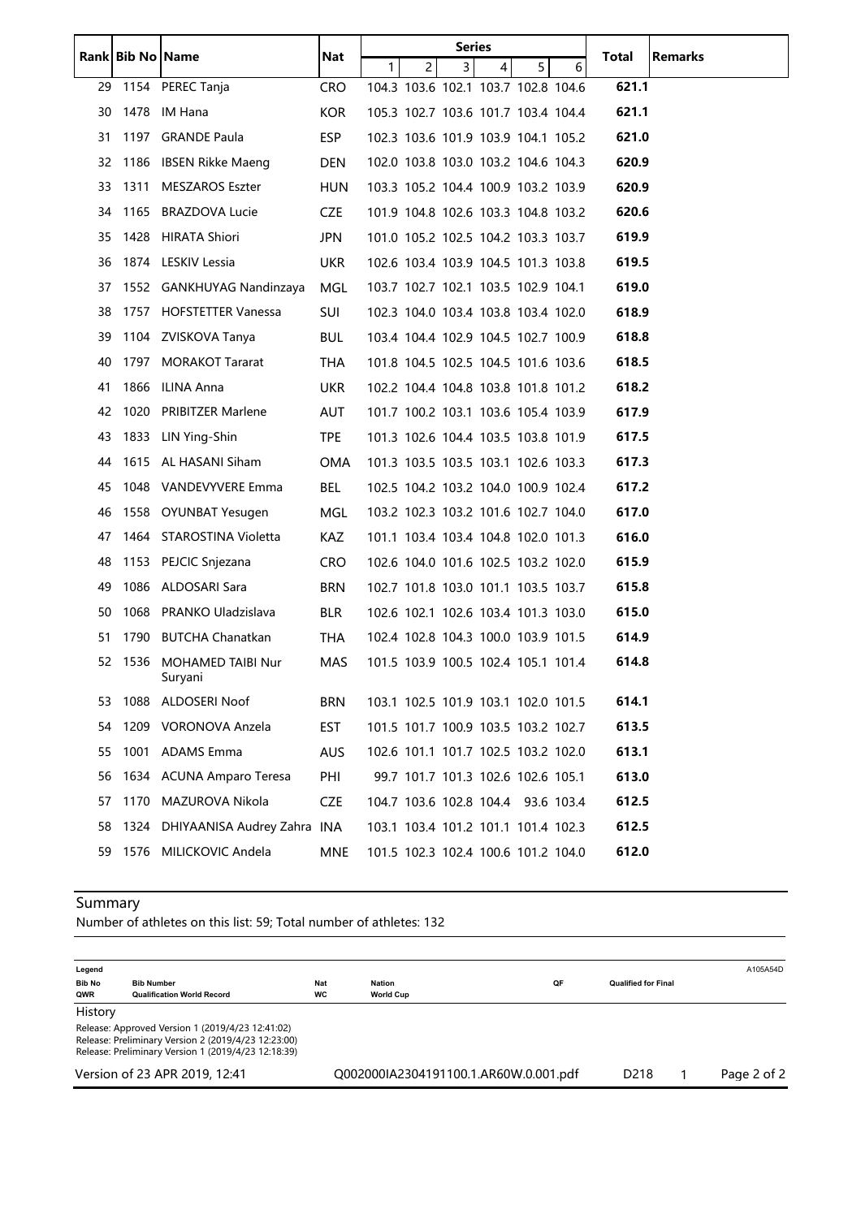| Rank | Bib No | Name | Nat | Series | | | | | | Total | Remarks |
|---|---|---|---|---|---|---|---|---|---|---|---|
| | | | | 1 | 2 | 3 | 4 | 5 | 6 | | |
| 29 | 1154 | PEREC Tanja | CRO | 104.3 | 103.6 | 102.1 | 103.7 | 102.8 | 104.6 | **621.1** | |
| 30 | 1478 | IM Hana | KOR | 105.3 | 102.7 | 103.6 | 101.7 | 103.4 | 104.4 | **621.1** | |
| 31 | 1197 | GRANDE Paula | ESP | 102.3 | 103.6 | 101.9 | 103.9 | 104.1 | 105.2 | **621.0** | |
| 32 | 1186 | IBSEN Rikke Maeng | DEN | 102.0 | 103.8 | 103.0 | 103.2 | 104.6 | 104.3 | **620.9** | |
| 33 | 1311 | MESZAROS Eszter | HUN | 103.3 | 105.2 | 104.4 | 100.9 | 103.2 | 103.9 | **620.9** | |
| 34 | 1165 | BRAZDOVA Lucie | CZE | 101.9 | 104.8 | 102.6 | 103.3 | 104.8 | 103.2 | **620.6** | |
| 35 | 1428 | HIRATA Shiori | JPN | 101.0 | 105.2 | 102.5 | 104.2 | 103.3 | 103.7 | **619.9** | |
| 36 | 1874 | LESKIV Lessia | UKR | 102.6 | 103.4 | 103.9 | 104.5 | 101.3 | 103.8 | **619.5** | |
| 37 | 1552 | GANKHUYAG Nandinzaya | MGL | 103.7 | 102.7 | 102.1 | 103.5 | 102.9 | 104.1 | **619.0** | |
| 38 | 1757 | HOFSTETTER Vanessa | SUI | 102.3 | 104.0 | 103.4 | 103.8 | 103.4 | 102.0 | **618.9** | |
| 39 | 1104 | ZVISKOVA Tanya | BUL | 103.4 | 104.4 | 102.9 | 104.5 | 102.7 | 100.9 | **618.8** | |
| 40 | 1797 | MORAKOT Tararat | THA | 101.8 | 104.5 | 102.5 | 104.5 | 101.6 | 103.6 | **618.5** | |
| 41 | 1866 | ILINA Anna | UKR | 102.2 | 104.4 | 104.8 | 103.8 | 101.8 | 101.2 | **618.2** | |
| 42 | 1020 | PRIBITZER Marlene | AUT | 101.7 | 100.2 | 103.1 | 103.6 | 105.4 | 103.9 | **617.9** | |
| 43 | 1833 | LIN Ying-Shin | TPE | 101.3 | 102.6 | 104.4 | 103.5 | 103.8 | 101.9 | **617.5** | |
| 44 | 1615 | AL HASANI Siham | OMA | 101.3 | 103.5 | 103.5 | 103.1 | 102.6 | 103.3 | **617.3** | |
| 45 | 1048 | VANDEVYVERE Emma | BEL | 102.5 | 104.2 | 103.2 | 104.0 | 100.9 | 102.4 | **617.2** | |
| 46 | 1558 | OYUNBAT Yesugen | MGL | 103.2 | 102.3 | 103.2 | 101.6 | 102.7 | 104.0 | **617.0** | |
| 47 | 1464 | STAROSTINA Violetta | KAZ | 101.1 | 103.4 | 103.4 | 104.8 | 102.0 | 101.3 | **616.0** | |
| 48 | 1153 | PEJCIC Snjezana | CRO | 102.6 | 104.0 | 101.6 | 102.5 | 103.2 | 102.0 | **615.9** | |
| 49 | 1086 | ALDOSARI Sara | BRN | 102.7 | 101.8 | 103.0 | 101.1 | 103.5 | 103.7 | **615.8** | |
| 50 | 1068 | PRANKO Uladzislava | BLR | 102.6 | 102.1 | 102.6 | 103.4 | 101.3 | 103.0 | **615.0** | |
| 51 | 1790 | BUTCHA Chanatkan | THA | 102.4 | 102.8 | 104.3 | 100.0 | 103.9 | 101.5 | **614.9** | |
| 52 | 1536 | MOHAMED TAIBI Nur Suryani | MAS | 101.5 | 103.9 | 100.5 | 102.4 | 105.1 | 101.4 | **614.8** | |
| 53 | 1088 | ALDOSERI Noof | BRN | 103.1 | 102.5 | 101.9 | 103.1 | 102.0 | 101.5 | **614.1** | |
| 54 | 1209 | VORONOVA Anzela | EST | 101.5 | 101.7 | 100.9 | 103.5 | 103.2 | 102.7 | **613.5** | |
| 55 | 1001 | ADAMS Emma | AUS | 102.6 | 101.1 | 101.7 | 102.5 | 103.2 | 102.0 | **613.1** | |
| 56 | 1634 | ACUNA Amparo Teresa | PHI | 99.7 | 101.7 | 101.3 | 102.6 | 102.6 | 105.1 | **613.0** | |
| 57 | 1170 | MAZUROVA Nikola | CZE | 104.7 | 103.6 | 102.8 | 104.4 | 93.6 | 103.4 | **612.5** | |
| 58 | 1324 | DHIYAANISA Audrey Zahra | INA | 103.1 | 103.4 | 101.2 | 101.1 | 101.4 | 102.3 | **612.5** | |
| 59 | 1576 | MILICKOVIC Andela | MNE | 101.5 | 102.3 | 102.4 | 100.6 | 101.2 | 104.0 | **612.0** | |

## Summary

Number of athletes on this list: 59; Total number of athletes: 132

**Legend**

| | | | | | |
|---|---|---|---|---|---|
| **Bib No** | **Bib Number** | **Nat** | **Nation** | **QF** | **Qualified for Final** |
| **QWR** | **Qualification World Record** | **WC** | **World Cup** | | |

A105A54D

History

Release: Approved Version 1 (2019/4/23 12:41:02)
Release: Preliminary Version 2 (2019/4/23 12:23:00)
Release: Preliminary Version 1 (2019/4/23 12:18:39)

Version of 23 APR 2019, 12:41    Q002000IA2304191100.1.AR60W.0.001.pdf    D218    1